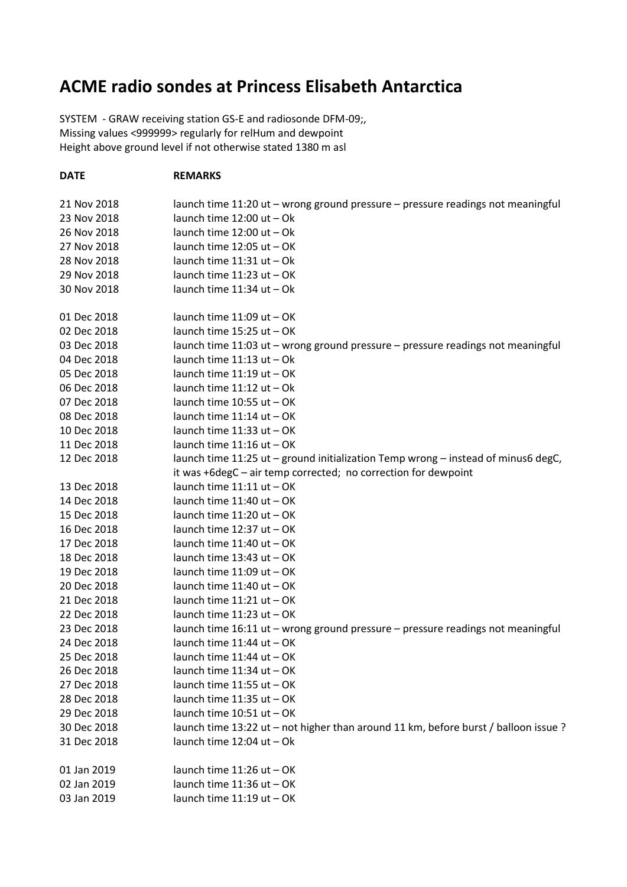# ACME radio sondes at Princess Elisabeth Antarctica

SYSTEM - GRAW receiving station GS-E and radiosonde DFM-09;,
Missing values <999999> regularly for relHum and dewpoint
Height above ground level if not otherwise stated 1380 m asl

| DATE | REMARKS |
|---|---|
| 21 Nov 2018 | launch time 11:20 ut – wrong ground pressure – pressure readings not meaningful |
| 23 Nov 2018 | launch time 12:00 ut – Ok |
| 26 Nov 2018 | launch time 12:00 ut – Ok |
| 27 Nov 2018 | launch time 12:05 ut – OK |
| 28 Nov 2018 | launch time 11:31 ut – Ok |
| 29 Nov 2018 | launch time 11:23 ut – OK |
| 30 Nov 2018 | launch time 11:34 ut – Ok |
| 01 Dec 2018 | launch time 11:09 ut – OK |
| 02 Dec 2018 | launch time 15:25 ut – OK |
| 03 Dec 2018 | launch time 11:03 ut – wrong ground pressure – pressure readings not meaningful |
| 04 Dec 2018 | launch time 11:13 ut – Ok |
| 05 Dec 2018 | launch time 11:19 ut – OK |
| 06 Dec 2018 | launch time 11:12 ut – Ok |
| 07 Dec 2018 | launch time 10:55 ut – OK |
| 08 Dec 2018 | launch time 11:14 ut – OK |
| 10 Dec 2018 | launch time 11:33 ut – OK |
| 11 Dec 2018 | launch time 11:16 ut – OK |
| 12 Dec 2018 | launch time 11:25 ut – ground initialization Temp wrong – instead of minus6 degC, it was +6degC – air temp corrected; no correction for dewpoint |
| 13 Dec 2018 | launch time 11:11 ut – OK |
| 14 Dec 2018 | launch time 11:40 ut – OK |
| 15 Dec 2018 | launch time 11:20 ut – OK |
| 16 Dec 2018 | launch time 12:37 ut – OK |
| 17 Dec 2018 | launch time 11:40 ut – OK |
| 18 Dec 2018 | launch time 13:43 ut – OK |
| 19 Dec 2018 | launch time 11:09 ut – OK |
| 20 Dec 2018 | launch time 11:40 ut – OK |
| 21 Dec 2018 | launch time 11:21 ut – OK |
| 22 Dec 2018 | launch time 11:23 ut – OK |
| 23 Dec 2018 | launch time 16:11 ut – wrong ground pressure – pressure readings not meaningful |
| 24 Dec 2018 | launch time 11:44 ut – OK |
| 25 Dec 2018 | launch time 11:44 ut – OK |
| 26 Dec 2018 | launch time 11:34 ut – OK |
| 27 Dec 2018 | launch time 11:55 ut – OK |
| 28 Dec 2018 | launch time 11:35 ut – OK |
| 29 Dec 2018 | launch time 10:51 ut – OK |
| 30 Dec 2018 | launch time 13:22 ut – not higher than around 11 km, before burst / balloon issue ? |
| 31 Dec 2018 | launch time 12:04 ut – Ok |
| 01 Jan 2019 | launch time 11:26 ut – OK |
| 02 Jan 2019 | launch time 11:36 ut – OK |
| 03 Jan 2019 | launch time 11:19 ut – OK |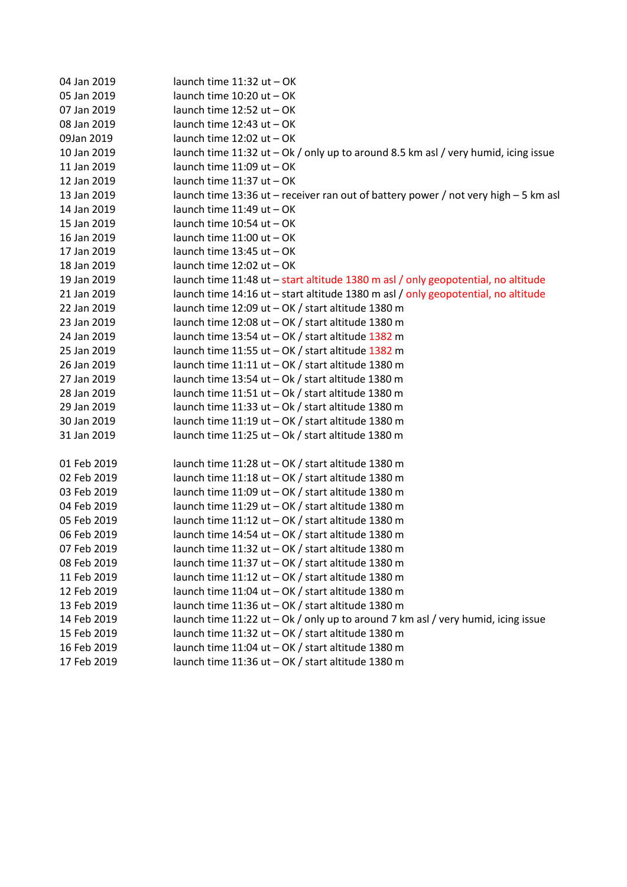| | |
|---|---|
| 04 Jan 2019 | launch time 11:32 ut – OK |
| 05 Jan 2019 | launch time 10:20 ut – OK |
| 07 Jan 2019 | launch time 12:52 ut – OK |
| 08 Jan 2019 | launch time 12:43 ut – OK |
| 09Jan 2019 | launch time 12:02 ut – OK |
| 10 Jan 2019 | launch time 11:32 ut – Ok / only up to around 8.5 km asl / very humid, icing issue |
| 11 Jan 2019 | launch time 11:09 ut – OK |
| 12 Jan 2019 | launch time 11:37 ut – OK |
| 13 Jan 2019 | launch time 13:36 ut – receiver ran out of battery power / not very high – 5 km asl |
| 14 Jan 2019 | launch time 11:49 ut – OK |
| 15 Jan 2019 | launch time 10:54 ut – OK |
| 16 Jan 2019 | launch time 11:00 ut – OK |
| 17 Jan 2019 | launch time 13:45 ut – OK |
| 18 Jan 2019 | launch time 12:02 ut – OK |
| 19 Jan 2019 | launch time 11:48 ut – start altitude 1380 m asl / only geopotential, no altitude |
| 21 Jan 2019 | launch time 14:16 ut – start altitude 1380 m asl / only geopotential, no altitude |
| 22 Jan 2019 | launch time 12:09 ut – OK / start altitude 1380 m |
| 23 Jan 2019 | launch time 12:08 ut – OK / start altitude 1380 m |
| 24 Jan 2019 | launch time 13:54 ut – OK / start altitude 1382 m |
| 25 Jan 2019 | launch time 11:55 ut – OK / start altitude 1382 m |
| 26 Jan 2019 | launch time 11:11 ut – OK / start altitude 1380 m |
| 27 Jan 2019 | launch time 13:54 ut – Ok / start altitude 1380 m |
| 28 Jan 2019 | launch time 11:51 ut – Ok / start altitude 1380 m |
| 29 Jan 2019 | launch time 11:33 ut – Ok / start altitude 1380 m |
| 30 Jan 2019 | launch time 11:19 ut – OK / start altitude 1380 m |
| 31 Jan 2019 | launch time 11:25 ut – Ok / start altitude 1380 m |
| 01 Feb 2019 | launch time 11:28 ut – OK / start altitude 1380 m |
| 02 Feb 2019 | launch time 11:18 ut – OK / start altitude 1380 m |
| 03 Feb 2019 | launch time 11:09 ut – OK / start altitude 1380 m |
| 04 Feb 2019 | launch time 11:29 ut – OK / start altitude 1380 m |
| 05 Feb 2019 | launch time 11:12 ut – OK / start altitude 1380 m |
| 06 Feb 2019 | launch time 14:54 ut – OK / start altitude 1380 m |
| 07 Feb 2019 | launch time 11:32 ut – OK / start altitude 1380 m |
| 08 Feb 2019 | launch time 11:37 ut – OK / start altitude 1380 m |
| 11 Feb 2019 | launch time 11:12 ut – OK / start altitude 1380 m |
| 12 Feb 2019 | launch time 11:04 ut – OK / start altitude 1380 m |
| 13 Feb 2019 | launch time 11:36 ut – OK / start altitude 1380 m |
| 14 Feb 2019 | launch time 11:22 ut – Ok / only up to around 7 km asl / very humid, icing issue |
| 15 Feb 2019 | launch time 11:32 ut – OK / start altitude 1380 m |
| 16 Feb 2019 | launch time 11:04 ut – OK / start altitude 1380 m |
| 17 Feb 2019 | launch time 11:36 ut – OK / start altitude 1380 m |